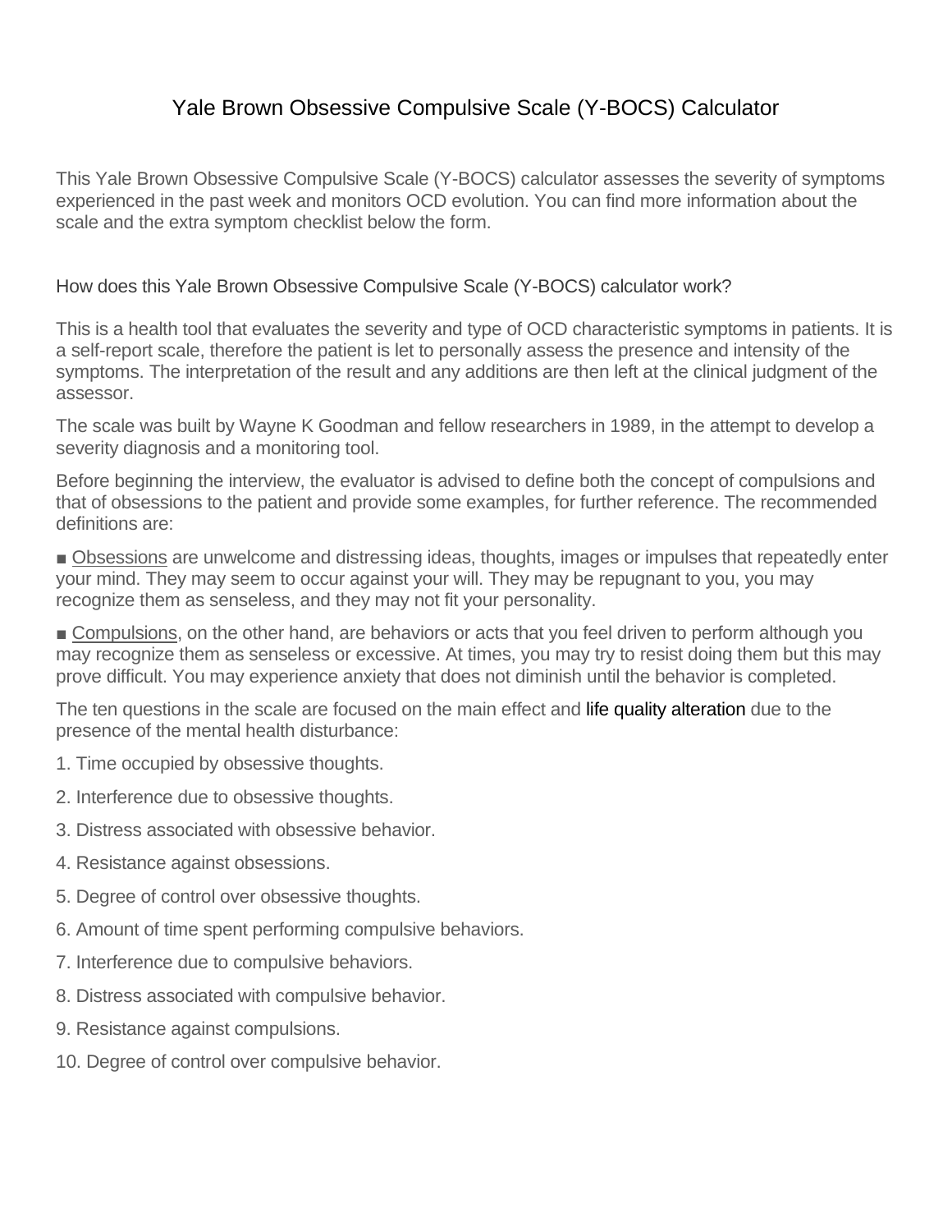# Yale Brown Obsessive Compulsive Scale (Y-BOCS) Calculator

This Yale Brown Obsessive Compulsive Scale (Y-BOCS) calculator assesses the severity of symptoms experienced in the past week and monitors OCD evolution. You can find more information about the scale and the extra symptom checklist below the form.

## How does this Yale Brown Obsessive Compulsive Scale (Y-BOCS) calculator work?

This is a health tool that evaluates the severity and type of OCD characteristic symptoms in patients. It is a self-report scale, therefore the patient is let to personally assess the presence and intensity of the symptoms. The interpretation of the result and any additions are then left at the clinical judgment of the assessor.

The scale was built by Wayne K Goodman and fellow researchers in 1989, in the attempt to develop a severity diagnosis and a monitoring tool.

Before beginning the interview, the evaluator is advised to define both the concept of compulsions and that of obsessions to the patient and provide some examples, for further reference. The recommended definitions are:

■ Obsessions are unwelcome and distressing ideas, thoughts, images or impulses that repeatedly enter your mind. They may seem to occur against your will. They may be repugnant to you, you may recognize them as senseless, and they may not fit your personality.

■ Compulsions, on the other hand, are behaviors or acts that you feel driven to perform although you may recognize them as senseless or excessive. At times, you may try to resist doing them but this may prove difficult. You may experience anxiety that does not diminish until the behavior is completed.

The ten questions in the scale are focused on the main effect and life quality alteration due to the presence of the mental health disturbance:

1. Time occupied by obsessive thoughts.
2. Interference due to obsessive thoughts.
3. Distress associated with obsessive behavior.
4. Resistance against obsessions.
5. Degree of control over obsessive thoughts.
6. Amount of time spent performing compulsive behaviors.
7. Interference due to compulsive behaviors.
8. Distress associated with compulsive behavior.
9. Resistance against compulsions.
10. Degree of control over compulsive behavior.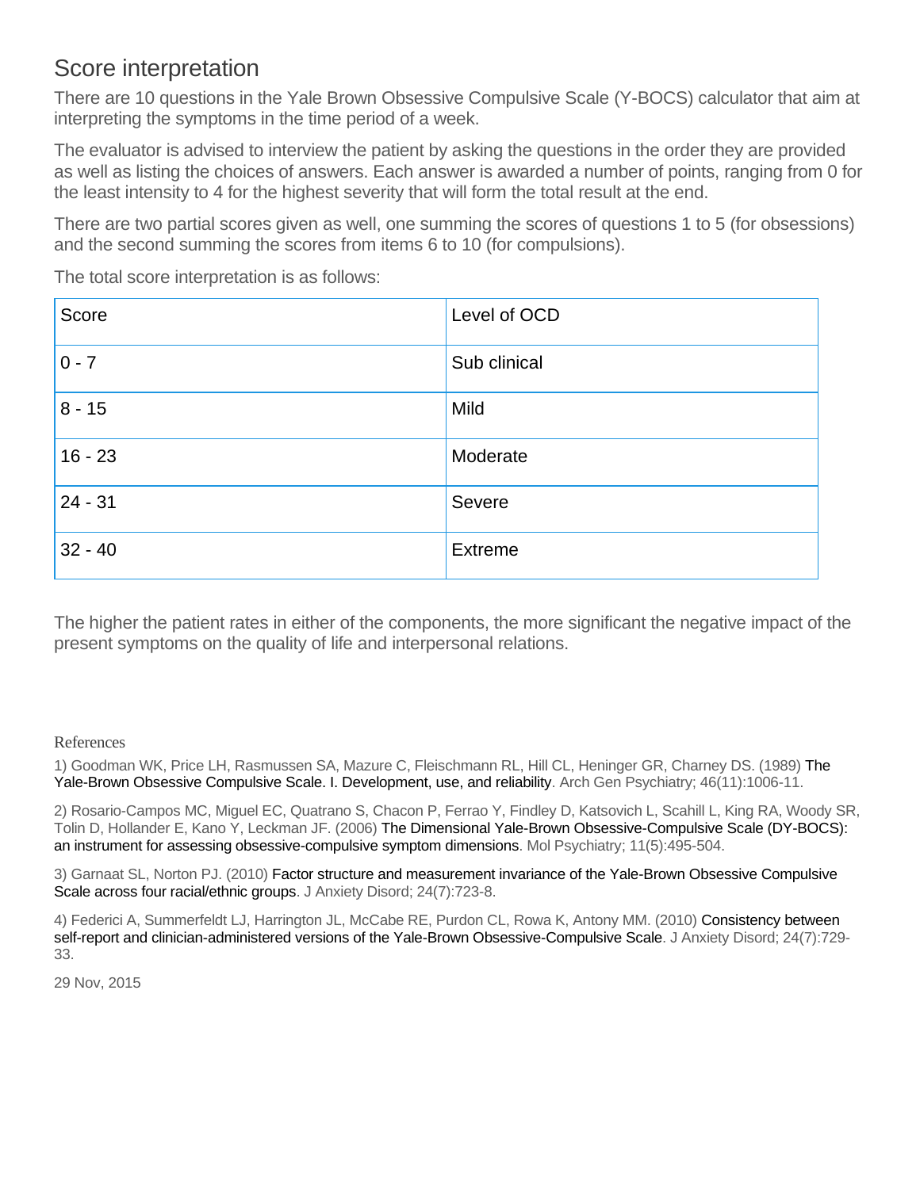## Score interpretation

There are 10 questions in the Yale Brown Obsessive Compulsive Scale (Y-BOCS) calculator that aim at interpreting the symptoms in the time period of a week.

The evaluator is advised to interview the patient by asking the questions in the order they are provided as well as listing the choices of answers. Each answer is awarded a number of points, ranging from 0 for the least intensity to 4 for the highest severity that will form the total result at the end.

There are two partial scores given as well, one summing the scores of questions 1 to 5 (for obsessions) and the second summing the scores from items 6 to 10 (for compulsions).

The total score interpretation is as follows:

| Score | Level of OCD |
|---|---|
| 0 - 7 | Sub clinical |
| 8 - 15 | Mild |
| 16 - 23 | Moderate |
| 24 - 31 | Severe |
| 32 - 40 | Extreme |

The higher the patient rates in either of the components, the more significant the negative impact of the present symptoms on the quality of life and interpersonal relations.

References

1) Goodman WK, Price LH, Rasmussen SA, Mazure C, Fleischmann RL, Hill CL, Heninger GR, Charney DS. (1989) The Yale-Brown Obsessive Compulsive Scale. I. Development, use, and reliability. Arch Gen Psychiatry; 46(11):1006-11.

2) Rosario-Campos MC, Miguel EC, Quatrano S, Chacon P, Ferrao Y, Findley D, Katsovich L, Scahill L, King RA, Woody SR, Tolin D, Hollander E, Kano Y, Leckman JF. (2006) The Dimensional Yale-Brown Obsessive-Compulsive Scale (DY-BOCS): an instrument for assessing obsessive-compulsive symptom dimensions. Mol Psychiatry; 11(5):495-504.

3) Garnaat SL, Norton PJ. (2010) Factor structure and measurement invariance of the Yale-Brown Obsessive Compulsive Scale across four racial/ethnic groups. J Anxiety Disord; 24(7):723-8.

4) Federici A, Summerfeldt LJ, Harrington JL, McCabe RE, Purdon CL, Rowa K, Antony MM. (2010) Consistency between self-report and clinician-administered versions of the Yale-Brown Obsessive-Compulsive Scale. J Anxiety Disord; 24(7):729-33.

29 Nov, 2015